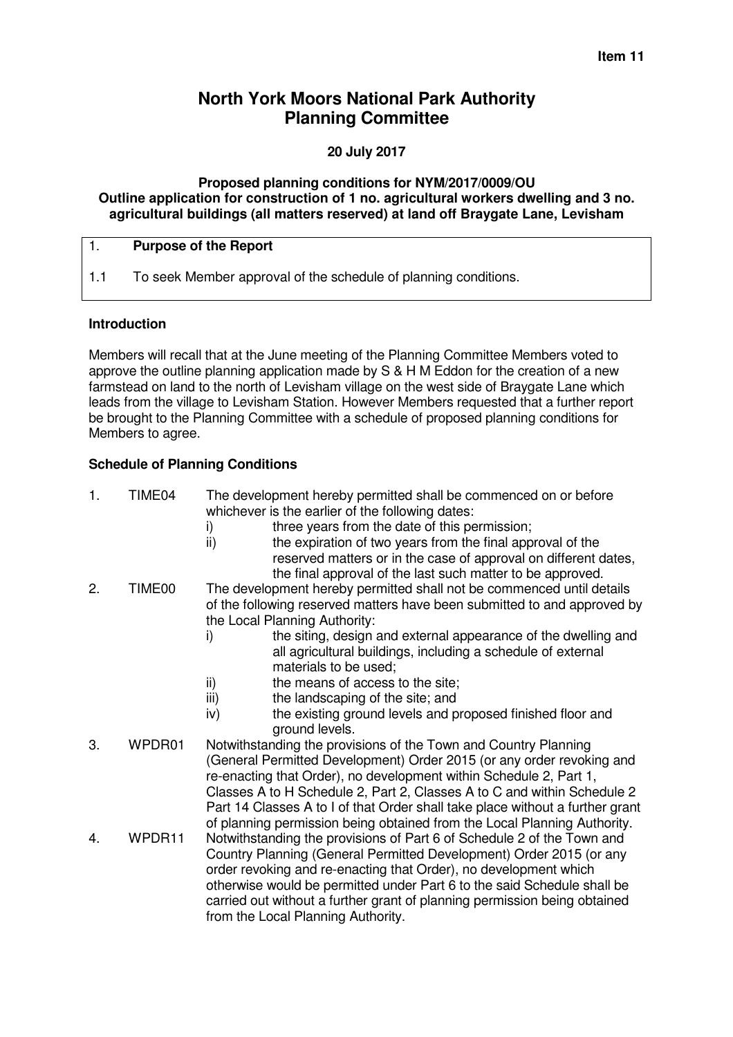**Item 11**

# North York Moors National Park Authority Planning Committee

**20 July 2017**

**Proposed planning conditions for NYM/2017/0009/OU**
**Outline application for construction of 1 no. agricultural workers dwelling and 3 no. agricultural buildings (all matters reserved) at land off Braygate Lane, Levisham**

## 1. Purpose of the Report

1.1 To seek Member approval of the schedule of planning conditions.

### Introduction

Members will recall that at the June meeting of the Planning Committee Members voted to approve the outline planning application made by S & H M Eddon for the creation of a new farmstead on land to the north of Levisham village on the west side of Braygate Lane which leads from the village to Levisham Station. However Members requested that a further report be brought to the Planning Committee with a schedule of proposed planning conditions for Members to agree.

### Schedule of Planning Conditions

1. TIME04 The development hereby permitted shall be commenced on or before whichever is the earlier of the following dates:
   - i) three years from the date of this permission;
   - ii) the expiration of two years from the final approval of the reserved matters or in the case of approval on different dates, the final approval of the last such matter to be approved.
2. TIME00 The development hereby permitted shall not be commenced until details of the following reserved matters have been submitted to and approved by the Local Planning Authority:
   - i) the siting, design and external appearance of the dwelling and all agricultural buildings, including a schedule of external materials to be used;
   - ii) the means of access to the site;
   - iii) the landscaping of the site; and
   - iv) the existing ground levels and proposed finished floor and ground levels.
3. WPDR01 Notwithstanding the provisions of the Town and Country Planning (General Permitted Development) Order 2015 (or any order revoking and re-enacting that Order), no development within Schedule 2, Part 1, Classes A to H Schedule 2, Part 2, Classes A to C and within Schedule 2 Part 14 Classes A to I of that Order shall take place without a further grant of planning permission being obtained from the Local Planning Authority.
4. WPDR11 Notwithstanding the provisions of Part 6 of Schedule 2 of the Town and Country Planning (General Permitted Development) Order 2015 (or any order revoking and re-enacting that Order), no development which otherwise would be permitted under Part 6 to the said Schedule shall be carried out without a further grant of planning permission being obtained from the Local Planning Authority.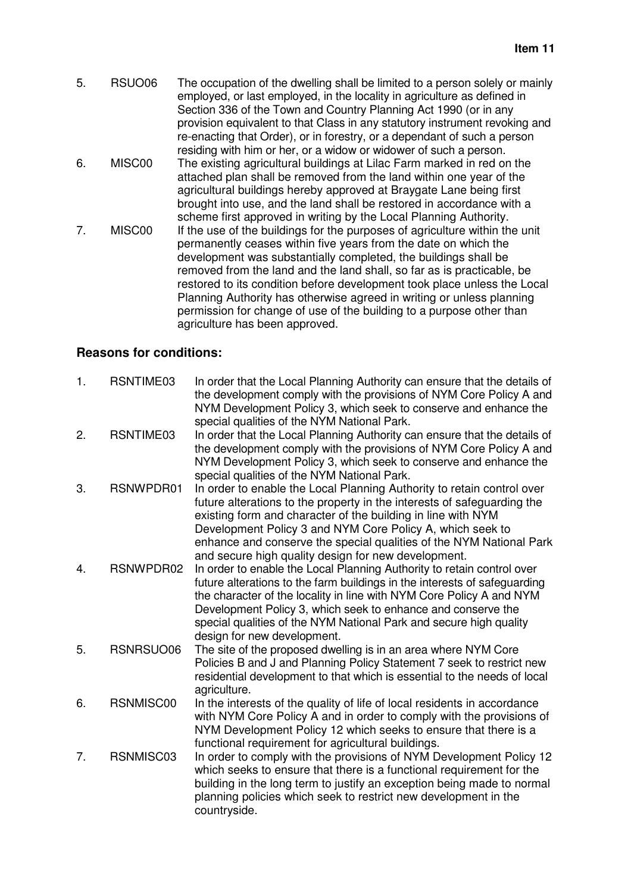5. RSUO06 The occupation of the dwelling shall be limited to a person solely or mainly employed, or last employed, in the locality in agriculture as defined in Section 336 of the Town and Country Planning Act 1990 (or in any provision equivalent to that Class in any statutory instrument revoking and re-enacting that Order), or in forestry, or a dependant of such a person residing with him or her, or a widow or widower of such a person.
6. MISC00 The existing agricultural buildings at Lilac Farm marked in red on the attached plan shall be removed from the land within one year of the agricultural buildings hereby approved at Braygate Lane being first brought into use, and the land shall be restored in accordance with a scheme first approved in writing by the Local Planning Authority.
7. MISC00 If the use of the buildings for the purposes of agriculture within the unit permanently ceases within five years from the date on which the development was substantially completed, the buildings shall be removed from the land and the land shall, so far as is practicable, be restored to its condition before development took place unless the Local Planning Authority has otherwise agreed in writing or unless planning permission for change of use of the building to a purpose other than agriculture has been approved.

## Reasons for conditions:

1. RSNTIME03 In order that the Local Planning Authority can ensure that the details of the development comply with the provisions of NYM Core Policy A and NYM Development Policy 3, which seek to conserve and enhance the special qualities of the NYM National Park.
2. RSNTIME03 In order that the Local Planning Authority can ensure that the details of the development comply with the provisions of NYM Core Policy A and NYM Development Policy 3, which seek to conserve and enhance the special qualities of the NYM National Park.
3. RSNWPDR01 In order to enable the Local Planning Authority to retain control over future alterations to the property in the interests of safeguarding the existing form and character of the building in line with NYM Development Policy 3 and NYM Core Policy A, which seek to enhance and conserve the special qualities of the NYM National Park and secure high quality design for new development.
4. RSNWPDR02 In order to enable the Local Planning Authority to retain control over future alterations to the farm buildings in the interests of safeguarding the character of the locality in line with NYM Core Policy A and NYM Development Policy 3, which seek to enhance and conserve the special qualities of the NYM National Park and secure high quality design for new development.
5. RSNRSUO06 The site of the proposed dwelling is in an area where NYM Core Policies B and J and Planning Policy Statement 7 seek to restrict new residential development to that which is essential to the needs of local agriculture.
6. RSNMISC00 In the interests of the quality of life of local residents in accordance with NYM Core Policy A and in order to comply with the provisions of NYM Development Policy 12 which seeks to ensure that there is a functional requirement for agricultural buildings.
7. RSNMISC03 In order to comply with the provisions of NYM Development Policy 12 which seeks to ensure that there is a functional requirement for the building in the long term to justify an exception being made to normal planning policies which seek to restrict new development in the countryside.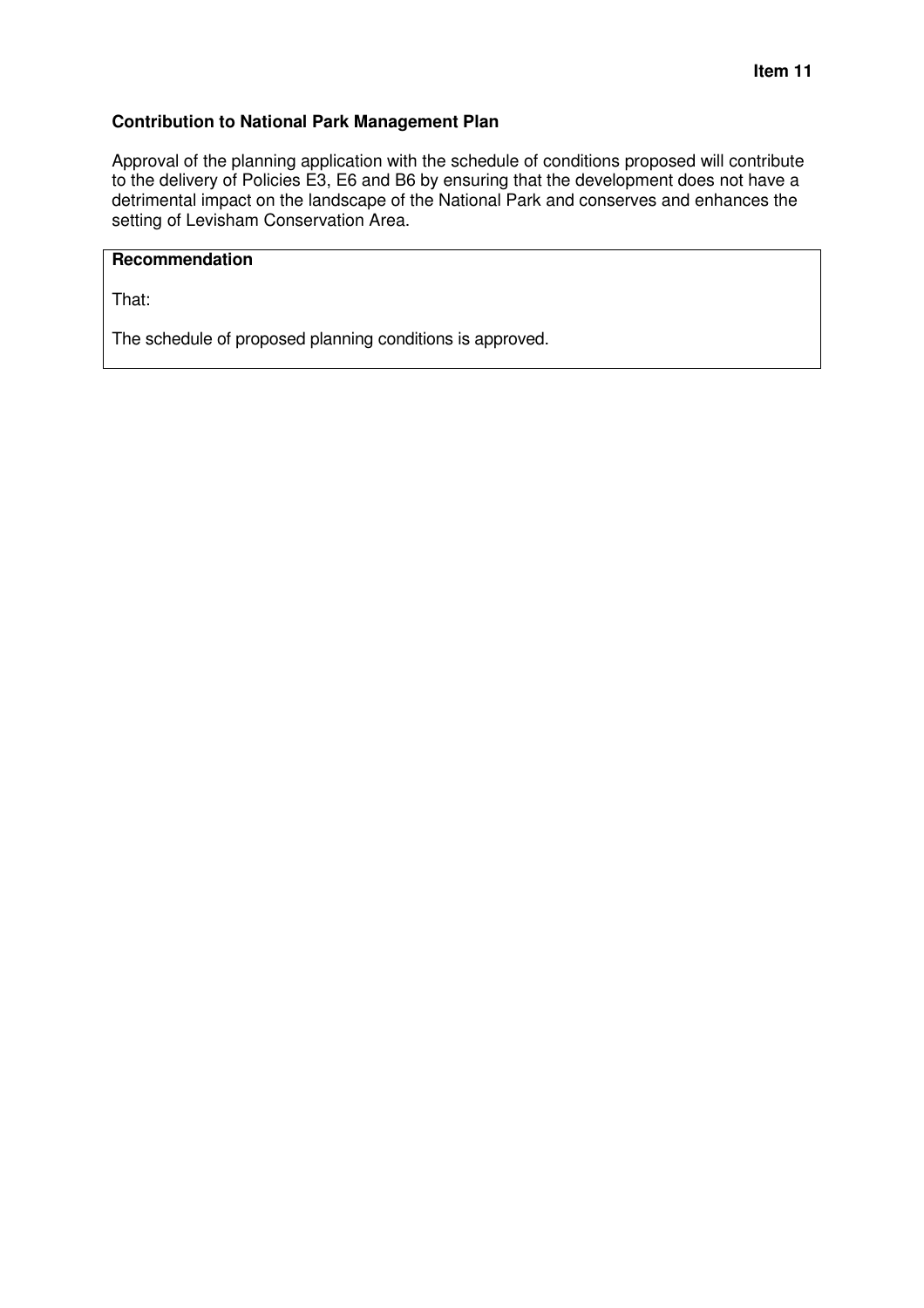**Contribution to National Park Management Plan**

Approval of the planning application with the schedule of conditions proposed will contribute to the delivery of Policies E3, E6 and B6 by ensuring that the development does not have a detrimental impact on the landscape of the National Park and conserves and enhances the setting of Levisham Conservation Area.

**Recommendation**

That:

The schedule of proposed planning conditions is approved.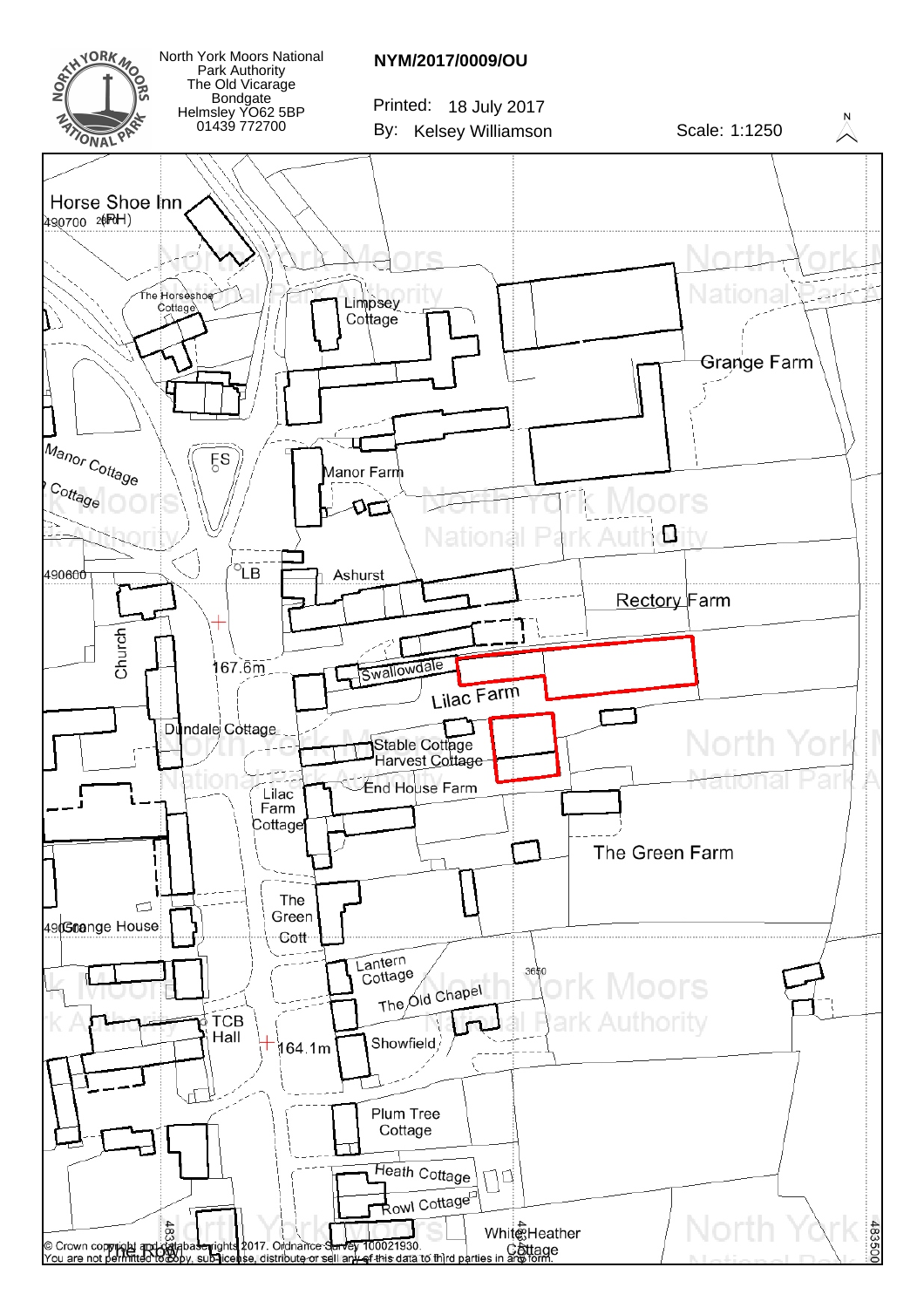North York Moors National Park Authority
The Old Vicarage
Bondgate
Helmsley YO62 5BP
01439 772700

**NYM/2017/0009/OU**

Printed: 18 July 2017

By: Kelsey Williamson

Scale: 1:1250

N

Horse Shoe Inn
(PH)
490700
The Horseshoe Cottage
Limpsey Cottage
Grange Farm
Manor Cottage
Cottage
FS
Manor Farm
490600
LB
Ashurst
Rectory Farm
Church
167.6m
Swallowdale
Lilac Farm
Dundale Cottage
Stable Cottage
Harvest Cottage
End House Farm
Lilac Farm Cottage
The Green Farm
The Green Cott
Grange House
Lantern Cottage
3650
The Old Chapel
TCB
Hall
164.1m
Showfield
Plum Tree Cottage
Heath Cottage
Rowl Cottage
White Heather Cottage
The Row
483500

© Crown copyright and database rights 2017. Ordnance Survey 100021930.
You are not permitted to copy, sub-licence, distribute or sell any of this data to third parties in any form.